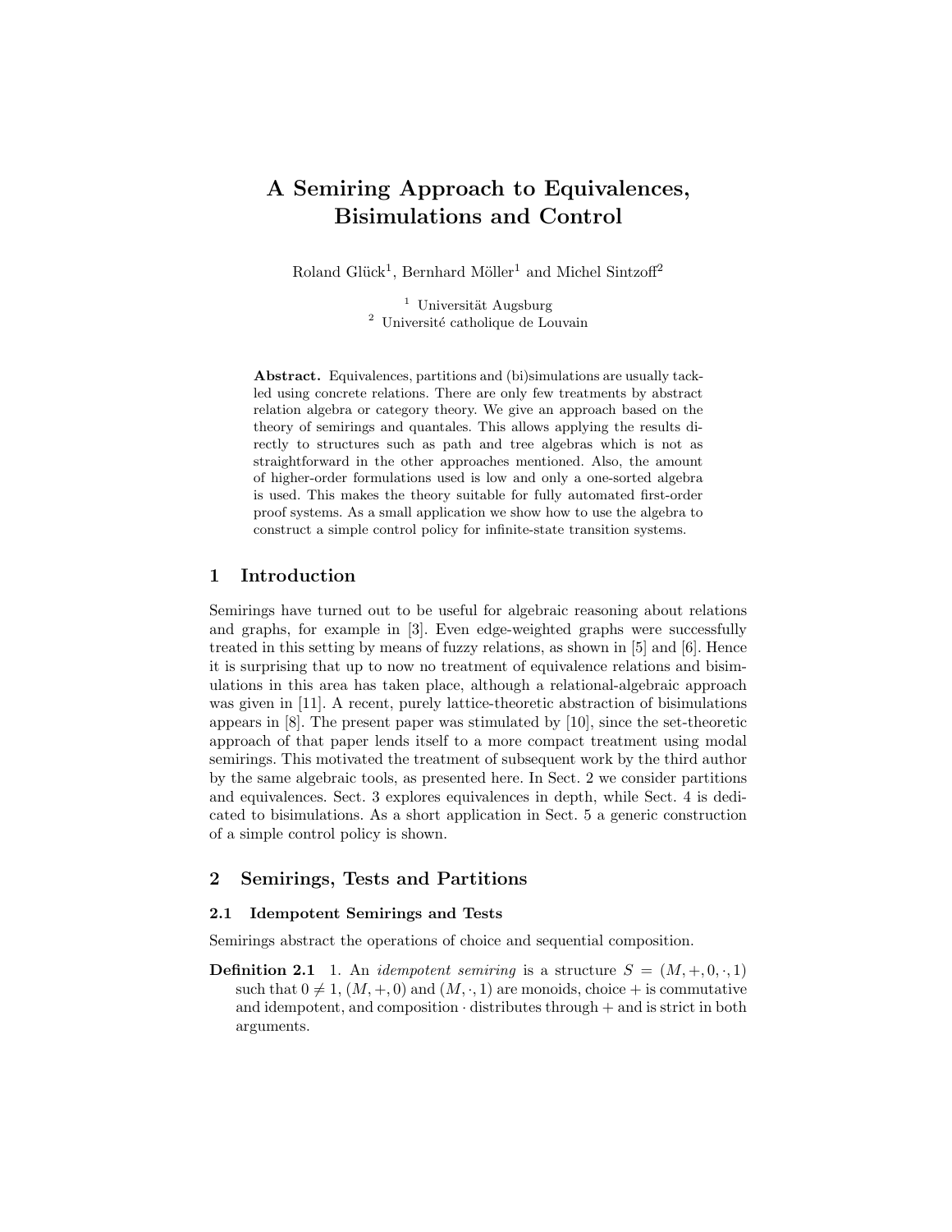# A Semiring Approach to Equivalences, Bisimulations and Control

Roland Glück[1], Bernhard Möller[1] and Michel Sintzoff[2]

[1] Universität Augsburg
[2] Université catholique de Louvain

**Abstract.** Equivalences, partitions and (bi)simulations are usually tackled using concrete relations. There are only few treatments by abstract relation algebra or category theory. We give an approach based on the theory of semirings and quantales. This allows applying the results directly to structures such as path and tree algebras which is not as straightforward in the other approaches mentioned. Also, the amount of higher-order formulations used is low and only a one-sorted algebra is used. This makes the theory suitable for fully automated first-order proof systems. As a small application we show how to use the algebra to construct a simple control policy for infinite-state transition systems.

## 1 Introduction

Semirings have turned out to be useful for algebraic reasoning about relations and graphs, for example in [3]. Even edge-weighted graphs were successfully treated in this setting by means of fuzzy relations, as shown in [5] and [6]. Hence it is surprising that up to now no treatment of equivalence relations and bisimulations in this area has taken place, although a relational-algebraic approach was given in [11]. A recent, purely lattice-theoretic abstraction of bisimulations appears in [8]. The present paper was stimulated by [10], since the set-theoretic approach of that paper lends itself to a more compact treatment using modal semirings. This motivated the treatment of subsequent work by the third author by the same algebraic tools, as presented here. In Sect. 2 we consider partitions and equivalences. Sect. 3 explores equivalences in depth, while Sect. 4 is dedicated to bisimulations. As a short application in Sect. 5 a generic construction of a simple control policy is shown.

## 2 Semirings, Tests and Partitions

### 2.1 Idempotent Semirings and Tests

Semirings abstract the operations of choice and sequential composition.

**Definition 2.1** 1. An *idempotent semiring* is a structure $S = (M, +, 0, \cdot, 1)$ such that $0 \neq 1$, $(M, +, 0)$ and $(M, \cdot, 1)$ are monoids, choice $+$ is commutative and idempotent, and composition $\cdot$ distributes through $+$ and is strict in both arguments.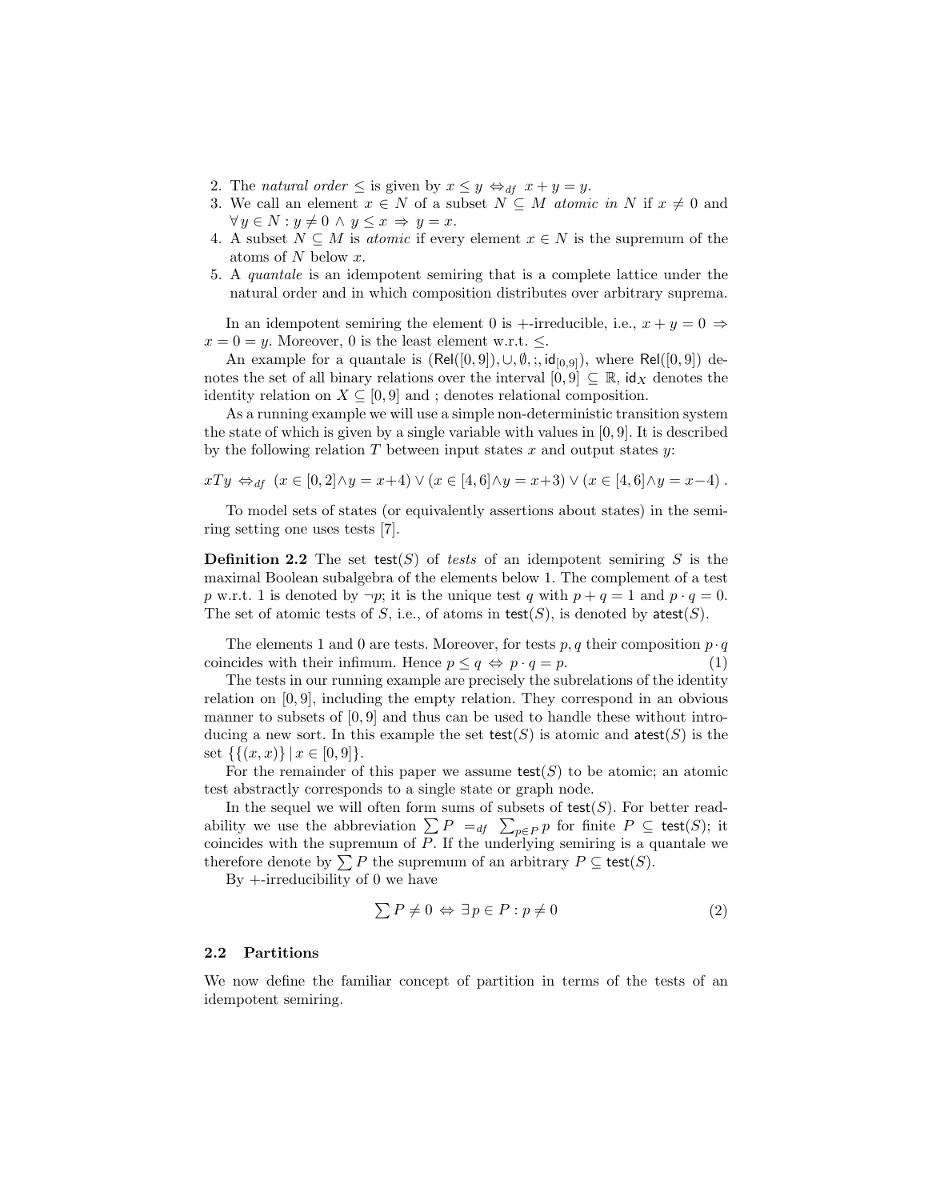2. The *natural order* $\leq$ is given by $x \leq y \Leftrightarrow_{df} x + y = y$.
3. We call an element $x \in N$ of a subset $N \subseteq M$ *atomic in* $N$ if $x \neq 0$ and $\forall\, y \in N : y \neq 0 \wedge y \leq x \Rightarrow y = x$.
4. A subset $N \subseteq M$ is *atomic* if every element $x \in N$ is the supremum of the atoms of $N$ below $x$.
5. A *quantale* is an idempotent semiring that is a complete lattice under the natural order and in which composition distributes over arbitrary suprema.

In an idempotent semiring the element 0 is $+$-irreducible, i.e., $x + y = 0 \Rightarrow x = 0 = y$. Moreover, 0 is the least element w.r.t. $\leq$.

An example for a quantale is $(\mathsf{Rel}([0,9]), \cup, \emptyset, ;, \mathsf{id}_{[0,9]})$, where $\mathsf{Rel}([0,9])$ denotes the set of all binary relations over the interval $[0,9] \subseteq \mathbb{R}$, $\mathsf{id}_X$ denotes the identity relation on $X \subseteq [0,9]$ and ; denotes relational composition.

As a running example we will use a simple non-deterministic transition system the state of which is given by a single variable with values in $[0,9]$. It is described by the following relation $T$ between input states $x$ and output states $y$:

$$xTy \Leftrightarrow_{df} (x \in [0,2] \wedge y = x{+}4) \vee (x \in [4,6] \wedge y = x{+}3) \vee (x \in [4,6] \wedge y = x{-}4)\ .$$

To model sets of states (or equivalently assertions about states) in the semiring setting one uses tests [7].

**Definition 2.2** The set $\mathsf{test}(S)$ of *tests* of an idempotent semiring $S$ is the maximal Boolean subalgebra of the elements below 1. The complement of a test $p$ w.r.t. 1 is denoted by $\neg p$; it is the unique test $q$ with $p + q = 1$ and $p \cdot q = 0$. The set of atomic tests of $S$, i.e., of atoms in $\mathsf{test}(S)$, is denoted by $\mathsf{atest}(S)$.

The elements 1 and 0 are tests. Moreover, for tests $p, q$ their composition $p \cdot q$ coincides with their infimum. Hence $p \leq q \Leftrightarrow p \cdot q = p$. (1)

The tests in our running example are precisely the subrelations of the identity relation on $[0,9]$, including the empty relation. They correspond in an obvious manner to subsets of $[0,9]$ and thus can be used to handle these without introducing a new sort. In this example the set $\mathsf{test}(S)$ is atomic and $\mathsf{atest}(S)$ is the set $\{\{(x,x)\} \,|\, x \in [0,9]\}$.

For the remainder of this paper we assume $\mathsf{test}(S)$ to be atomic; an atomic test abstractly corresponds to a single state or graph node.

In the sequel we will often form sums of subsets of $\mathsf{test}(S)$. For better readability we use the abbreviation $\sum P =_{df} \sum_{p \in P} p$ for finite $P \subseteq \mathsf{test}(S)$; it coincides with the supremum of $P$. If the underlying semiring is a quantale we therefore denote by $\sum P$ the supremum of an arbitrary $P \subseteq \mathsf{test}(S)$.

By $+$-irreducibility of 0 we have

$$\textstyle\sum P \neq 0 \Leftrightarrow \exists\, p \in P : p \neq 0 \tag{2}$$

### 2.2 Partitions

We now define the familiar concept of partition in terms of the tests of an idempotent semiring.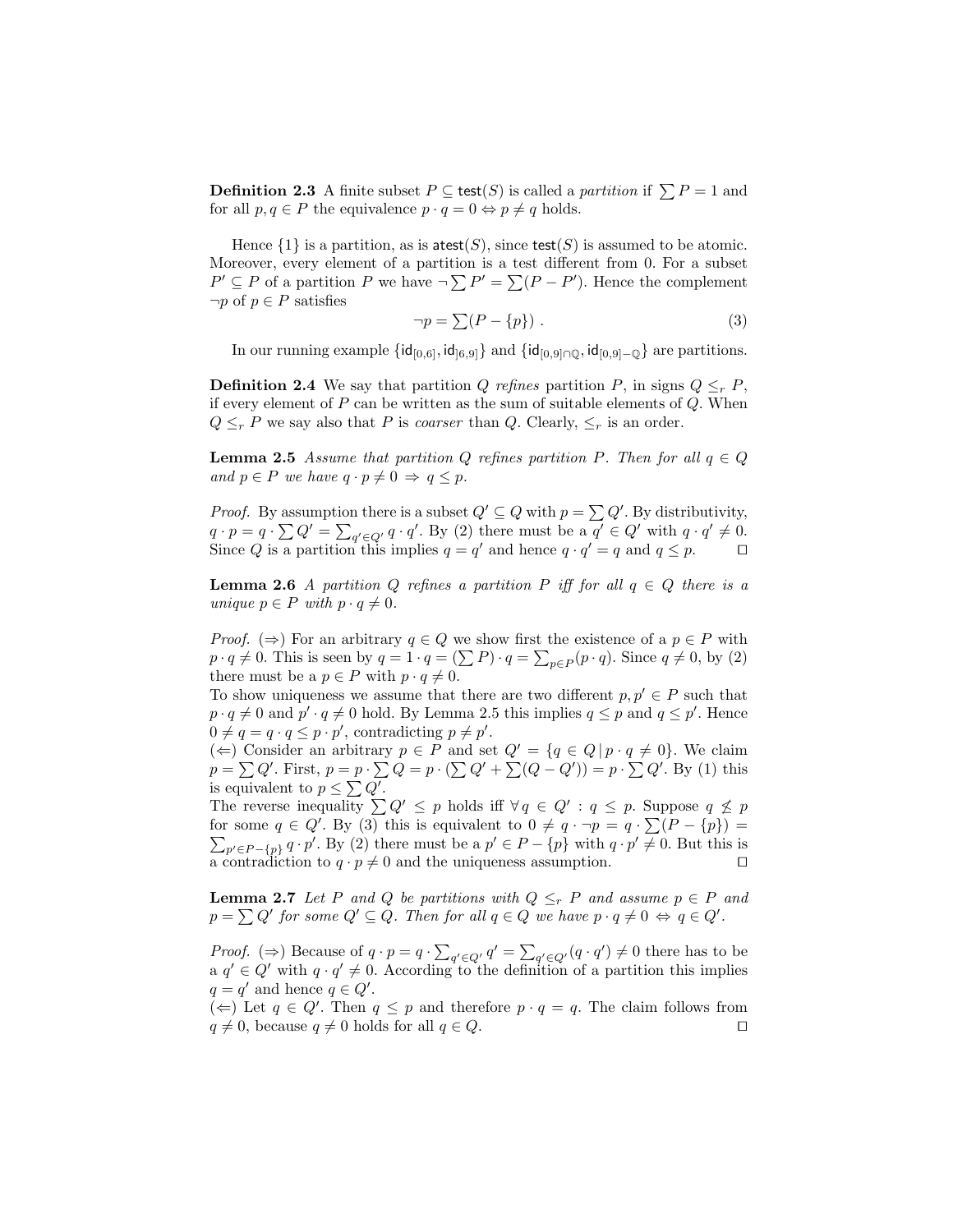**Definition 2.3** A finite subset $P \subseteq \mathsf{test}(S)$ is called a *partition* if $\sum P = 1$ and for all $p, q \in P$ the equivalence $p \cdot q = 0 \Leftrightarrow p \neq q$ holds.

Hence $\{1\}$ is a partition, as is $\mathsf{atest}(S)$, since $\mathsf{test}(S)$ is assumed to be atomic. Moreover, every element of a partition is a test different from 0. For a subset $P' \subseteq P$ of a partition $P$ we have $\neg \sum P' = \sum(P - P')$. Hence the complement $\neg p$ of $p \in P$ satisfies

$$\neg p = \textstyle\sum(P - \{p\}) \ . \tag{3}$$

In our running example $\{\mathsf{id}_{[0,6]}, \mathsf{id}_{]6,9]}\}$ and $\{\mathsf{id}_{[0,9]\cap\mathbb{Q}}, \mathsf{id}_{[0,9]-\mathbb{Q}}\}$ are partitions.

**Definition 2.4** We say that partition $Q$ *refines* partition $P$, in signs $Q \leq_r P$, if every element of $P$ can be written as the sum of suitable elements of $Q$. When $Q \leq_r P$ we say also that $P$ is *coarser* than $Q$. Clearly, $\leq_r$ is an order.

**Lemma 2.5** *Assume that partition $Q$ refines partition $P$. Then for all $q \in Q$ and $p \in P$ we have $q \cdot p \neq 0 \Rightarrow q \leq p$.*

*Proof.* By assumption there is a subset $Q' \subseteq Q$ with $p = \sum Q'$. By distributivity, $q \cdot p = q \cdot \sum Q' = \sum_{q' \in Q'} q \cdot q'$. By (2) there must be a $q' \in Q'$ with $q \cdot q' \neq 0$. Since $Q$ is a partition this implies $q = q'$ and hence $q \cdot q' = q$ and $q \leq p$. $\square$

**Lemma 2.6** *A partition $Q$ refines a partition $P$ iff for all $q \in Q$ there is a unique $p \in P$ with $p \cdot q \neq 0$.*

*Proof.* ($\Rightarrow$) For an arbitrary $q \in Q$ we show first the existence of a $p \in P$ with $p \cdot q \neq 0$. This is seen by $q = 1 \cdot q = (\sum P) \cdot q = \sum_{p \in P}(p \cdot q)$. Since $q \neq 0$, by (2) there must be a $p \in P$ with $p \cdot q \neq 0$.
To show uniqueness we assume that there are two different $p, p' \in P$ such that $p \cdot q \neq 0$ and $p' \cdot q \neq 0$ hold. By Lemma 2.5 this implies $q \leq p$ and $q \leq p'$. Hence $0 \neq q = q \cdot q \leq p \cdot p'$, contradicting $p \neq p'$.
($\Leftarrow$) Consider an arbitrary $p \in P$ and set $Q' = \{q \in Q \mid p \cdot q \neq 0\}$. We claim $p = \sum Q'$. First, $p = p \cdot \sum Q = p \cdot (\sum Q' + \sum(Q - Q')) = p \cdot \sum Q'$. By (1) this is equivalent to $p \leq \sum Q'$.
The reverse inequality $\sum Q' \leq p$ holds iff $\forall\, q \in Q' : q \leq p$. Suppose $q \not\leq p$ for some $q \in Q'$. By (3) this is equivalent to $0 \neq q \cdot \neg p = q \cdot \sum(P - \{p\}) = \sum_{p' \in P - \{p\}} q \cdot p'$. By (2) there must be a $p' \in P - \{p\}$ with $q \cdot p' \neq 0$. But this is a contradiction to $q \cdot p \neq 0$ and the uniqueness assumption. $\square$

**Lemma 2.7** *Let $P$ and $Q$ be partitions with $Q \leq_r P$ and assume $p \in P$ and $p = \sum Q'$ for some $Q' \subseteq Q$. Then for all $q \in Q$ we have $p \cdot q \neq 0 \Leftrightarrow q \in Q'$.*

*Proof.* ($\Rightarrow$) Because of $q \cdot p = q \cdot \sum_{q' \in Q'} q' = \sum_{q' \in Q'}(q \cdot q') \neq 0$ there has to be a $q' \in Q'$ with $q \cdot q' \neq 0$. According to the definition of a partition this implies $q = q'$ and hence $q \in Q'$.
($\Leftarrow$) Let $q \in Q'$. Then $q \leq p$ and therefore $p \cdot q = q$. The claim follows from $q \neq 0$, because $q \neq 0$ holds for all $q \in Q$. $\square$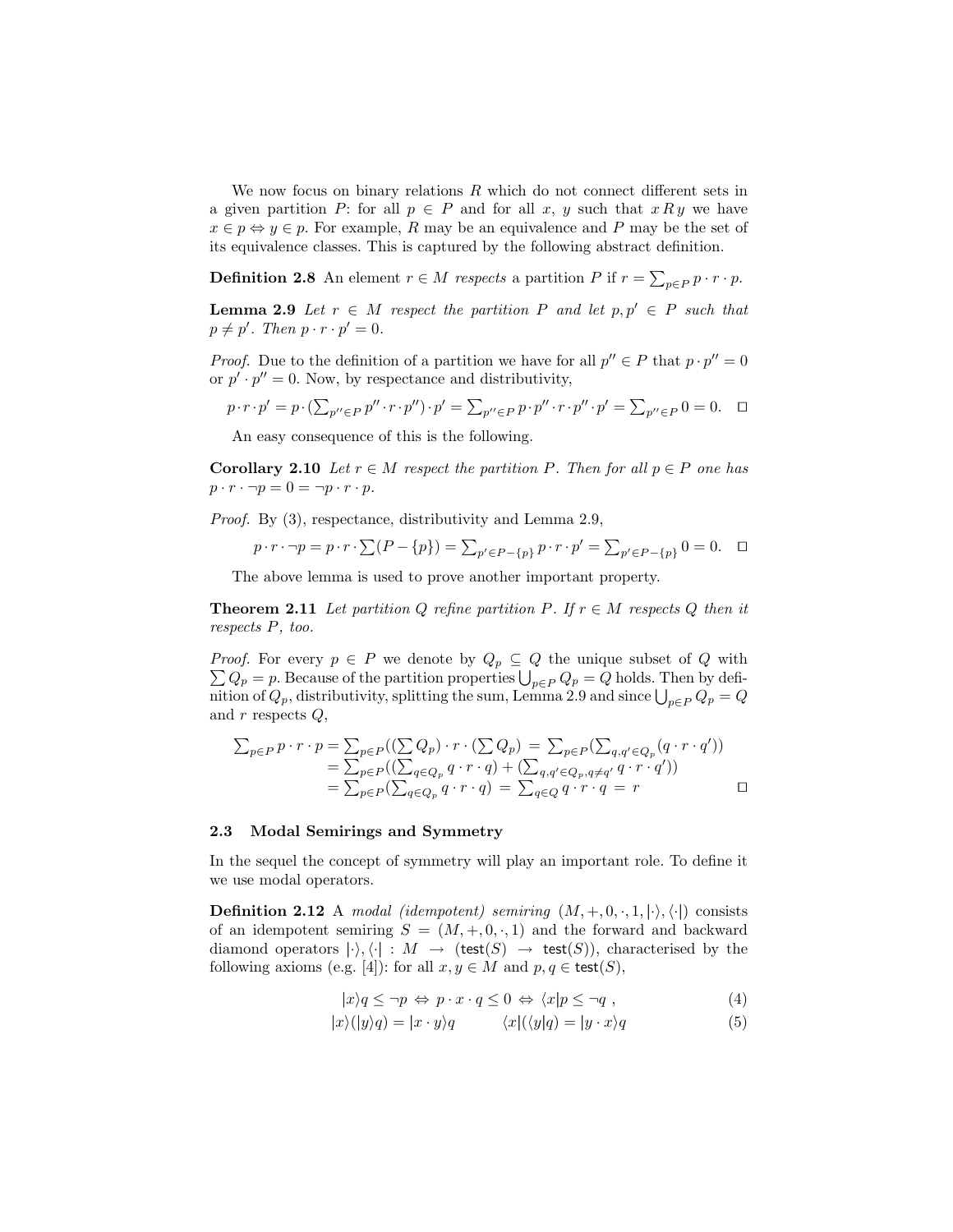We now focus on binary relations $R$ which do not connect different sets in a given partition $P$: for all $p \in P$ and for all $x$, $y$ such that $x\,R\,y$ we have $x \in p \Leftrightarrow y \in p$. For example, $R$ may be an equivalence and $P$ may be the set of its equivalence classes. This is captured by the following abstract definition.

**Definition 2.8** An element $r \in M$ *respects* a partition $P$ if $r = \sum_{p \in P} p \cdot r \cdot p$.

**Lemma 2.9** *Let $r \in M$ respect the partition $P$ and let $p, p' \in P$ such that $p \neq p'$. Then $p \cdot r \cdot p' = 0$.*

*Proof.* Due to the definition of a partition we have for all $p'' \in P$ that $p \cdot p'' = 0$ or $p' \cdot p'' = 0$. Now, by respectance and distributivity,

$$p \cdot r \cdot p' = p \cdot (\textstyle\sum_{p'' \in P} p'' \cdot r \cdot p'') \cdot p' = \sum_{p'' \in P} p \cdot p'' \cdot r \cdot p'' \cdot p' = \sum_{p'' \in P} 0 = 0. \quad \square$$

An easy consequence of this is the following.

**Corollary 2.10** *Let $r \in M$ respect the partition $P$. Then for all $p \in P$ one has $p \cdot r \cdot \neg p = 0 = \neg p \cdot r \cdot p$.*

*Proof.* By (3), respectance, distributivity and Lemma 2.9,

$$p \cdot r \cdot \neg p = p \cdot r \cdot \textstyle\sum(P - \{p\}) = \sum_{p' \in P - \{p\}} p \cdot r \cdot p' = \sum_{p' \in P - \{p\}} 0 = 0. \quad \square$$

The above lemma is used to prove another important property.

**Theorem 2.11** *Let partition $Q$ refine partition $P$. If $r \in M$ respects $Q$ then it respects $P$, too.*

*Proof.* For every $p \in P$ we denote by $Q_p \subseteq Q$ the unique subset of $Q$ with $\sum Q_p = p$. Because of the partition properties $\bigcup_{p \in P} Q_p = Q$ holds. Then by definition of $Q_p$, distributivity, splitting the sum, Lemma 2.9 and since $\bigcup_{p \in P} Q_p = Q$ and $r$ respects $Q$,

$$\begin{aligned}
\textstyle\sum_{p \in P} p \cdot r \cdot p &= \textstyle\sum_{p \in P}((\sum Q_p) \cdot r \cdot (\sum Q_p)) \;=\; \sum_{p \in P}(\sum_{q, q' \in Q_p}(q \cdot r \cdot q')) \\
&= \textstyle\sum_{p \in P}((\sum_{q \in Q_p} q \cdot r \cdot q) + (\sum_{q, q' \in Q_p, q \neq q'} q \cdot r \cdot q')) \\
&= \textstyle\sum_{p \in P}(\sum_{q \in Q_p} q \cdot r \cdot q) \;=\; \sum_{q \in Q} q \cdot r \cdot q \;=\; r
\end{aligned} \quad \square$$

### 2.3 Modal Semirings and Symmetry

In the sequel the concept of symmetry will play an important role. To define it we use modal operators.

**Definition 2.12** A *modal (idempotent) semiring* $(M, +, 0, \cdot, 1, |\cdot\rangle, \langle\cdot|)$ consists of an idempotent semiring $S = (M, +, 0, \cdot, 1)$ and the forward and backward diamond operators $|\cdot\rangle, \langle\cdot| : M \to (\mathsf{test}(S) \to \mathsf{test}(S))$, characterised by the following axioms (e.g. [4]): for all $x, y \in M$ and $p, q \in \mathsf{test}(S)$,

$$|x\rangle q \leq \neg p \;\Leftrightarrow\; p \cdot x \cdot q \leq 0 \;\Leftrightarrow\; \langle x|p \leq \neg q\;, \tag{4}$$

$$|x\rangle(|y\rangle q) = |x \cdot y\rangle q \qquad \langle x|(\langle y|q) = |y \cdot x\rangle q \tag{5}$$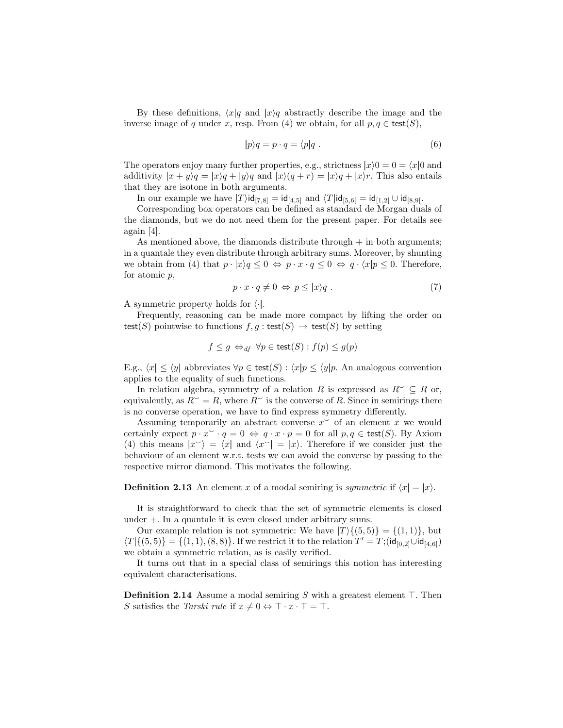By these definitions, $\langle x|q$ and $|x\rangle q$ abstractly describe the image and the inverse image of $q$ under $x$, resp. From (4) we obtain, for all $p, q \in \mathsf{test}(S)$,

$$|p\rangle q = p \cdot q = \langle p|q \ . \tag{6}$$

The operators enjoy many further properties, e.g., strictness $|x\rangle 0 = 0 = \langle x|0$ and additivity $|x + y\rangle q = |x\rangle q + |y\rangle q$ and $|x\rangle(q + r) = |x\rangle q + |x\rangle r$. This also entails that they are isotone in both arguments.

In our example we have $|T\rangle \mathsf{id}_{[7,8]} = \mathsf{id}_{[4,5]}$ and $\langle T|\mathsf{id}_{[5,6[} = \mathsf{id}_{[1,2[} \cup \mathsf{id}_{[8,9[}$.

Corresponding box operators can be defined as standard de Morgan duals of the diamonds, but we do not need them for the present paper. For details see again [4].

As mentioned above, the diamonds distribute through $+$ in both arguments; in a quantale they even distribute through arbitrary sums. Moreover, by shunting we obtain from (4) that $p \cdot |x\rangle q \leq 0 \Leftrightarrow p \cdot x \cdot q \leq 0 \Leftrightarrow q \cdot \langle x|p \leq 0$. Therefore, for atomic $p$,

$$p \cdot x \cdot q \neq 0 \Leftrightarrow p \leq |x\rangle q \ . \tag{7}$$

A symmetric property holds for $\langle\cdot|$.

Frequently, reasoning can be made more compact by lifting the order on $\mathsf{test}(S)$ pointwise to functions $f, g : \mathsf{test}(S) \to \mathsf{test}(S)$ by setting

$$f \leq g \Leftrightarrow_{df} \forall p \in \mathsf{test}(S) : f(p) \leq g(p)$$

E.g., $\langle x| \leq \langle y|$ abbreviates $\forall p \in \mathsf{test}(S) : \langle x|p \leq \langle y|p$. An analogous convention applies to the equality of such functions.

In relation algebra, symmetry of a relation $R$ is expressed as $R^{\smile} \subseteq R$ or, equivalently, as $R^{\smile} = R$, where $R^{\smile}$ is the converse of $R$. Since in semirings there is no converse operation, we have to find express symmetry differently.

Assuming temporarily an abstract converse $x^{\smile}$ of an element $x$ we would certainly expect $p \cdot x^{\smile} \cdot q = 0 \Leftrightarrow q \cdot x \cdot p = 0$ for all $p, q \in \mathsf{test}(S)$. By Axiom (4) this means $|x^{\smile}\rangle = \langle x|$ and $\langle x^{\smile}| = |x\rangle$. Therefore if we consider just the behaviour of an element w.r.t. tests we can avoid the converse by passing to the respective mirror diamond. This motivates the following.

**Definition 2.13** An element $x$ of a modal semiring is *symmetric* if $\langle x| = |x\rangle$.

It is straightforward to check that the set of symmetric elements is closed under $+$. In a quantale it is even closed under arbitrary sums.

Our example relation is not symmetric: We have $|T\rangle\{(5,5)\} = \{(1,1)\}$, but $\langle T|\{(5,5)\} = \{(1,1),(8,8)\}$. If we restrict it to the relation $T' = T;(\mathsf{id}_{[0,2[} \cup \mathsf{id}_{[4,6[})$ we obtain a symmetric relation, as is easily verified.

It turns out that in a special class of semirings this notion has interesting equivalent characterisations.

**Definition 2.14** Assume a modal semiring $S$ with a greatest element $\top$. Then $S$ satisfies the *Tarski rule* if $x \neq 0 \Leftrightarrow \top \cdot x \cdot \top = \top$.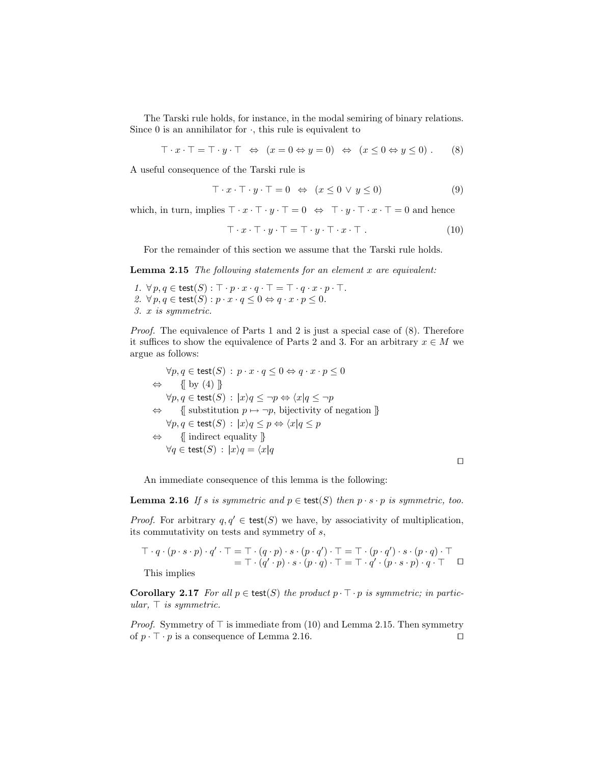The Tarski rule holds, for instance, in the modal semiring of binary relations. Since 0 is an annihilator for $\cdot$, this rule is equivalent to

$$\top \cdot x \cdot \top = \top \cdot y \cdot \top \;\Leftrightarrow\; (x = 0 \Leftrightarrow y = 0) \;\Leftrightarrow\; (x \leq 0 \Leftrightarrow y \leq 0)\ . \qquad (8)$$

A useful consequence of the Tarski rule is

$$\top \cdot x \cdot \top \cdot y \cdot \top = 0 \;\Leftrightarrow\; (x \leq 0 \,\vee\, y \leq 0) \qquad (9)$$

which, in turn, implies $\top \cdot x \cdot \top \cdot y \cdot \top = 0 \;\Leftrightarrow\; \top \cdot y \cdot \top \cdot x \cdot \top = 0$ and hence

$$\top \cdot x \cdot \top \cdot y \cdot \top = \top \cdot y \cdot \top \cdot x \cdot \top\ . \qquad (10)$$

For the remainder of this section we assume that the Tarski rule holds.

**Lemma 2.15** *The following statements for an element $x$ are equivalent:*

1. $\forall\, p, q \in \mathsf{test}(S) : \top \cdot p \cdot x \cdot q \cdot \top = \top \cdot q \cdot x \cdot p \cdot \top$.
2. $\forall\, p, q \in \mathsf{test}(S) : p \cdot x \cdot q \leq 0 \Leftrightarrow q \cdot x \cdot p \leq 0$.
3. *$x$ is symmetric.*

*Proof.* The equivalence of Parts 1 and 2 is just a special case of (8). Therefore it suffices to show the equivalence of Parts 2 and 3. For an arbitrary $x \in M$ we argue as follows:

$$\begin{aligned}
&\forall p, q \in \mathsf{test}(S) \,:\, p \cdot x \cdot q \leq 0 \Leftrightarrow q \cdot x \cdot p \leq 0\\
\Leftrightarrow\quad &\{\!\![\text{ by (4) }]\!\!\}\\
&\forall p, q \in \mathsf{test}(S) \,:\, |x\rangle q \leq \neg p \Leftrightarrow \langle x| q \leq \neg p\\
\Leftrightarrow\quad &\{\!\![\text{ substitution } p \mapsto \neg p \text{, bijectivity of negation }]\!\!\}\\
&\forall p, q \in \mathsf{test}(S) \,:\, |x\rangle q \leq p \Leftrightarrow \langle x| q \leq p\\
\Leftrightarrow\quad &\{\!\![\text{ indirect equality }]\!\!\}\\
&\forall q \in \mathsf{test}(S) \,:\, |x\rangle q = \langle x| q
\end{aligned}$$

□

An immediate consequence of this lemma is the following:

**Lemma 2.16** *If $s$ is symmetric and $p \in \mathsf{test}(S)$ then $p \cdot s \cdot p$ is symmetric, too.*

*Proof.* For arbitrary $q, q' \in \mathsf{test}(S)$ we have, by associativity of multiplication, its commutativity on tests and symmetry of $s$,

$$\begin{aligned}
\top \cdot q \cdot (p \cdot s \cdot p) \cdot q' \cdot \top &= \top \cdot (q \cdot p) \cdot s \cdot (p \cdot q') \cdot \top = \top \cdot (p \cdot q') \cdot s \cdot (p \cdot q) \cdot \top\\
&= \top \cdot (q' \cdot p) \cdot s \cdot (p \cdot q) \cdot \top = \top \cdot q' \cdot (p \cdot s \cdot p) \cdot q \cdot \top
\end{aligned}$$

□

This implies

**Corollary 2.17** *For all $p \in \mathsf{test}(S)$ the product $p \cdot \top \cdot p$ is symmetric; in particular, $\top$ is symmetric.*

*Proof.* Symmetry of $\top$ is immediate from (10) and Lemma 2.15. Then symmetry of $p \cdot \top \cdot p$ is a consequence of Lemma 2.16. □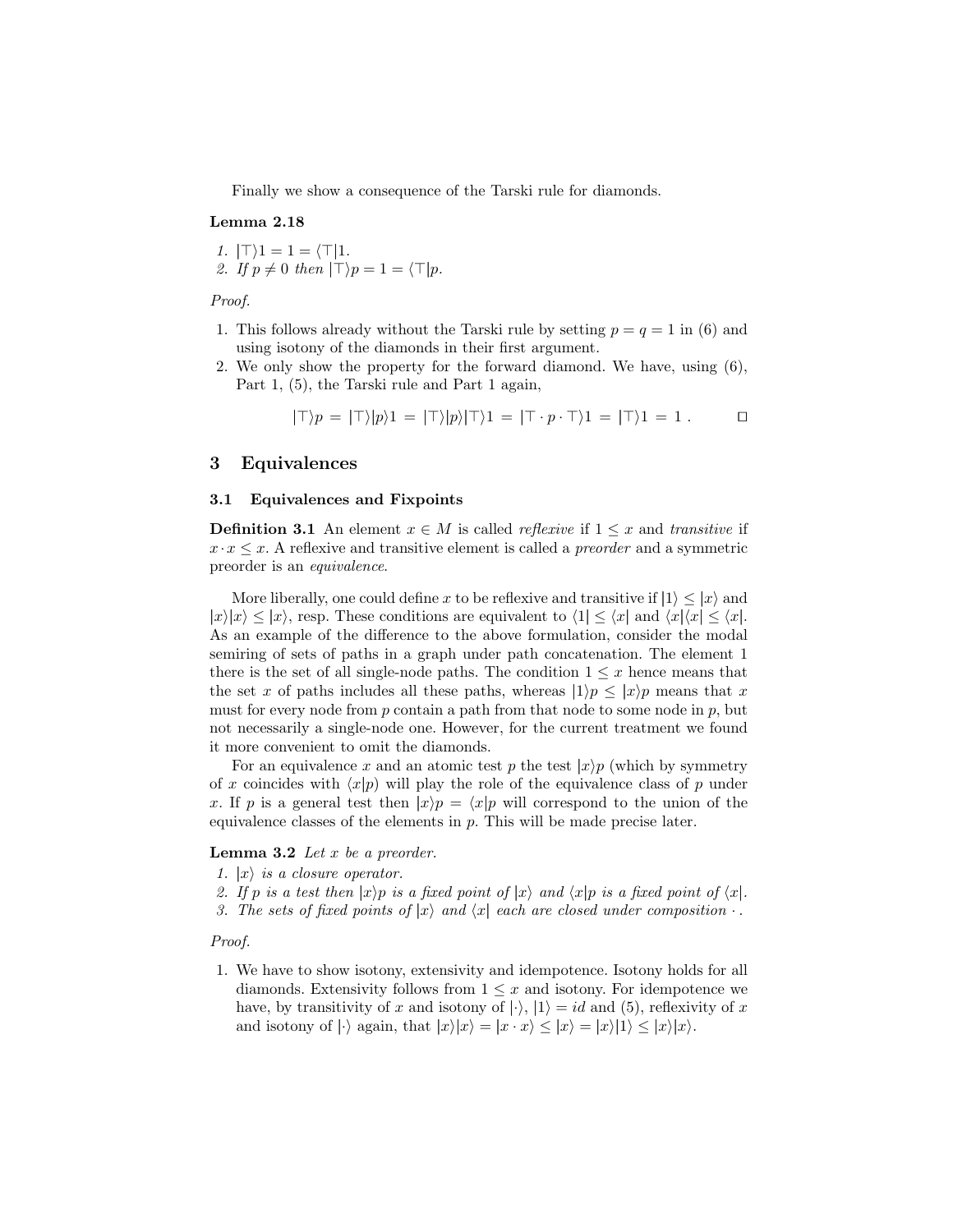Finally we show a consequence of the Tarski rule for diamonds.

**Lemma 2.18**

1. $|\top\rangle 1 = 1 = \langle\top| 1$.
2. *If* $p \neq 0$ *then* $|\top\rangle p = 1 = \langle\top| p$.

*Proof.*

1. This follows already without the Tarski rule by setting $p = q = 1$ in (6) and using isotony of the diamonds in their first argument.
2. We only show the property for the forward diamond. We have, using (6), Part 1, (5), the Tarski rule and Part 1 again,

$$|\top\rangle p \;=\; |\top\rangle|p\rangle 1 \;=\; |\top\rangle|p\rangle|\top\rangle 1 \;=\; |\top\cdot p\cdot\top\rangle 1 \;=\; |\top\rangle 1 \;=\; 1\;. \qquad \square$$

## 3 Equivalences

### 3.1 Equivalences and Fixpoints

**Definition 3.1** An element $x \in M$ is called *reflexive* if $1 \leq x$ and *transitive* if $x \cdot x \leq x$. A reflexive and transitive element is called a *preorder* and a symmetric preorder is an *equivalence*.

More liberally, one could define $x$ to be reflexive and transitive if $|1\rangle \leq |x\rangle$ and $|x\rangle|x\rangle \leq |x\rangle$, resp. These conditions are equivalent to $\langle 1| \leq \langle x|$ and $\langle x|\langle x| \leq \langle x|$. As an example of the difference to the above formulation, consider the modal semiring of sets of paths in a graph under path concatenation. The element 1 there is the set of all single-node paths. The condition $1 \leq x$ hence means that the set $x$ of paths includes all these paths, whereas $|1\rangle p \leq |x\rangle p$ means that $x$ must for every node from $p$ contain a path from that node to some node in $p$, but not necessarily a single-node one. However, for the current treatment we found it more convenient to omit the diamonds.

For an equivalence $x$ and an atomic test $p$ the test $|x\rangle p$ (which by symmetry of $x$ coincides with $\langle x|p\rangle$) will play the role of the equivalence class of $p$ under $x$. If $p$ is a general test then $|x\rangle p = \langle x|p$ will correspond to the union of the equivalence classes of the elements in $p$. This will be made precise later.

**Lemma 3.2** *Let* $x$ *be a preorder.*

1. $|x\rangle$ *is a closure operator.*
2. *If* $p$ *is a test then* $|x\rangle p$ *is a fixed point of* $|x\rangle$ *and* $\langle x|p$ *is a fixed point of* $\langle x|$.
3. *The sets of fixed points of* $|x\rangle$ *and* $\langle x|$ *each are closed under composition* $\cdot$ .

*Proof.*

1. We have to show isotony, extensivity and idempotence. Isotony holds for all diamonds. Extensivity follows from $1 \leq x$ and isotony. For idempotence we have, by transitivity of $x$ and isotony of $|\cdot\rangle$, $|1\rangle = id$ and (5), reflexivity of $x$ and isotony of $|\cdot\rangle$ again, that $|x\rangle|x\rangle = |x\cdot x\rangle \leq |x\rangle = |x\rangle|1\rangle \leq |x\rangle|x\rangle$.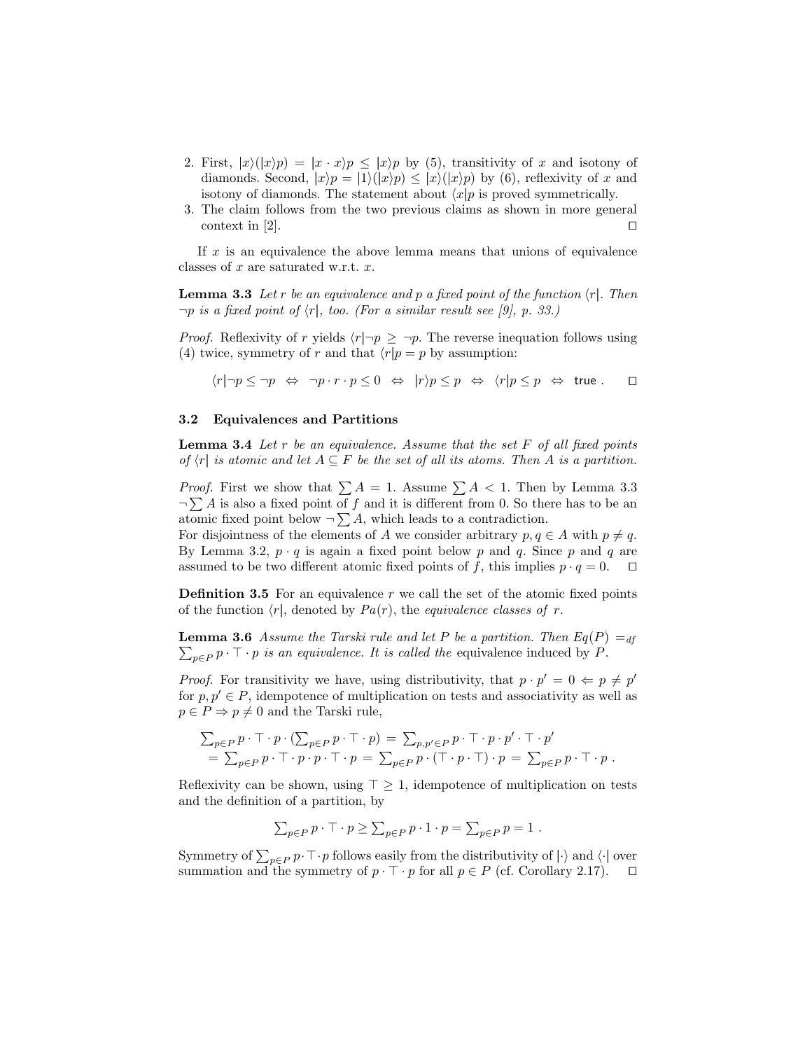2. First, $|x\rangle(|x\rangle p) = |x \cdot x\rangle p \leq |x\rangle p$ by (5), transitivity of $x$ and isotony of diamonds. Second, $|x\rangle p = |1\rangle(|x\rangle p) \leq |x\rangle(|x\rangle p)$ by (6), reflexivity of $x$ and isotony of diamonds. The statement about $\langle x|p$ is proved symmetrically.
3. The claim follows from the two previous claims as shown in more general context in [2]. ☐

If $x$ is an equivalence the above lemma means that unions of equivalence classes of $x$ are saturated w.r.t. $x$.

**Lemma 3.3** *Let $r$ be an equivalence and $p$ a fixed point of the function $\langle r|$. Then $\neg p$ is a fixed point of $\langle r|$, too. (For a similar result see [9], p. 33.)*

*Proof.* Reflexivity of $r$ yields $\langle r|\neg p \geq \neg p$. The reverse inequation follows using (4) twice, symmetry of $r$ and that $\langle r|p = p$ by assumption:

$$\langle r|\neg p \leq \neg p \;\Leftrightarrow\; \neg p \cdot r \cdot p \leq 0 \;\Leftrightarrow\; |r\rangle p \leq p \;\Leftrightarrow\; \langle r|p \leq p \;\Leftrightarrow\; \mathsf{true}\ . \qquad ☐$$

### 3.2 Equivalences and Partitions

**Lemma 3.4** *Let $r$ be an equivalence. Assume that the set $F$ of all fixed points of $\langle r|$ is atomic and let $A \subseteq F$ be the set of all its atoms. Then $A$ is a partition.*

*Proof.* First we show that $\sum A = 1$. Assume $\sum A < 1$. Then by Lemma 3.3 $\neg \sum A$ is also a fixed point of $f$ and it is different from 0. So there has to be an atomic fixed point below $\neg \sum A$, which leads to a contradiction.
For disjointness of the elements of $A$ we consider arbitrary $p, q \in A$ with $p \neq q$. By Lemma 3.2, $p \cdot q$ is again a fixed point below $p$ and $q$. Since $p$ and $q$ are assumed to be two different atomic fixed points of $f$, this implies $p \cdot q = 0$. ☐

**Definition 3.5** For an equivalence $r$ we call the set of the atomic fixed points of the function $\langle r|$, denoted by $Pa(r)$, the *equivalence classes of* $r$.

**Lemma 3.6** *Assume the Tarski rule and let $P$ be a partition. Then $Eq(P) =_{df} \sum_{p\in P} p \cdot \top \cdot p$ is an equivalence. It is called the* equivalence induced by $P$.

*Proof.* For transitivity we have, using distributivity, that $p \cdot p' = 0 \Leftarrow p \neq p'$ for $p, p' \in P$, idempotence of multiplication on tests and associativity as well as $p \in P \Rightarrow p \neq 0$ and the Tarski rule,

$$\begin{aligned} &\textstyle\sum_{p\in P} p \cdot \top \cdot p \cdot (\sum_{p\in P} p \cdot \top \cdot p) = \sum_{p,p'\in P} p \cdot \top \cdot p \cdot p' \cdot \top \cdot p' \\ &\quad = \textstyle\sum_{p\in P} p \cdot \top \cdot p \cdot p \cdot \top \cdot p = \sum_{p\in P} p \cdot (\top \cdot p \cdot \top) \cdot p = \sum_{p\in P} p \cdot \top \cdot p\ . \end{aligned}$$

Reflexivity can be shown, using $\top \geq 1$, idempotence of multiplication on tests and the definition of a partition, by

$$\textstyle\sum_{p\in P} p \cdot \top \cdot p \geq \sum_{p\in P} p \cdot 1 \cdot p = \sum_{p\in P} p = 1\ .$$

Symmetry of $\sum_{p\in P} p \cdot \top \cdot p$ follows easily from the distributivity of $|\cdot\rangle$ and $\langle\cdot|$ over summation and the symmetry of $p \cdot \top \cdot p$ for all $p \in P$ (cf. Corollary 2.17). ☐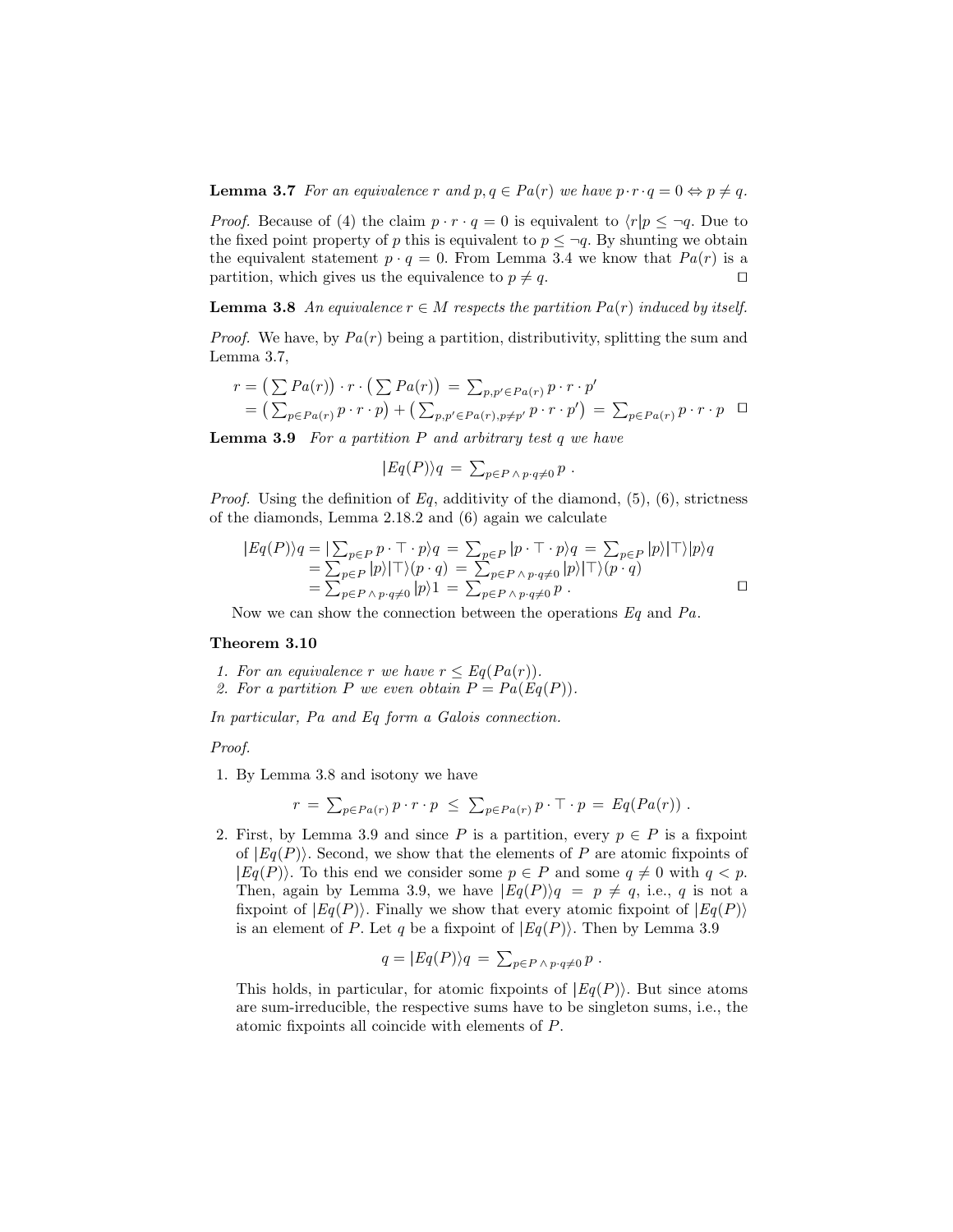**Lemma 3.7** *For an equivalence $r$ and $p, q \in Pa(r)$ we have $p \cdot r \cdot q = 0 \Leftrightarrow p \neq q$.*

*Proof.* Because of (4) the claim $p \cdot r \cdot q = 0$ is equivalent to $\langle r|p \leq \neg q$. Due to the fixed point property of $p$ this is equivalent to $p \leq \neg q$. By shunting we obtain the equivalent statement $p \cdot q = 0$. From Lemma 3.4 we know that $Pa(r)$ is a partition, which gives us the equivalence to $p \neq q$. □

**Lemma 3.8** *An equivalence $r \in M$ respects the partition $Pa(r)$ induced by itself.*

*Proof.* We have, by $Pa(r)$ being a partition, distributivity, splitting the sum and Lemma 3.7,

$$
\begin{aligned}
r &= \big(\sum Pa(r)\big) \cdot r \cdot \big(\sum Pa(r)\big) \;=\; \sum_{p,p' \in Pa(r)} p \cdot r \cdot p' \\
&= \big(\sum_{p \in Pa(r)} p \cdot r \cdot p\big) + \big(\sum_{p,p' \in Pa(r), p \neq p'} p \cdot r \cdot p'\big) \;=\; \sum_{p \in Pa(r)} p \cdot r \cdot p \quad \square
\end{aligned}
$$

**Lemma 3.9** *For a partition $P$ and arbitrary test $q$ we have*

$$|Eq(P)\rangle q \;=\; \sum_{p \in P \,\wedge\, p \cdot q \neq 0} p \;.$$

*Proof.* Using the definition of $Eq$, additivity of the diamond, (5), (6), strictness of the diamonds, Lemma 2.18.2 and (6) again we calculate

$$
\begin{aligned}
|Eq(P)\rangle q &= |\sum_{p \in P} p \cdot \top \cdot p\rangle q \;=\; \sum_{p \in P} |p \cdot \top \cdot p\rangle q \;=\; \sum_{p \in P} |p\rangle |\top\rangle |p\rangle q \\
&= \sum_{p \in P} |p\rangle |\top\rangle (p \cdot q) \;=\; \sum_{p \in P \,\wedge\, p \cdot q \neq 0} |p\rangle |\top\rangle (p \cdot q) \\
&= \sum_{p \in P \,\wedge\, p \cdot q \neq 0} |p\rangle 1 \;=\; \sum_{p \in P \,\wedge\, p \cdot q \neq 0} p \;. \qquad \square
\end{aligned}
$$

Now we can show the connection between the operations $Eq$ and $Pa$.

**Theorem 3.10**

1. *For an equivalence $r$ we have $r \leq Eq(Pa(r))$.*
2. *For a partition $P$ we even obtain $P = Pa(Eq(P))$.*

*In particular, $Pa$ and $Eq$ form a Galois connection.*

*Proof.*

1. By Lemma 3.8 and isotony we have

$$r \;=\; \sum_{p \in Pa(r)} p \cdot r \cdot p \;\leq\; \sum_{p \in Pa(r)} p \cdot \top \cdot p \;=\; Eq(Pa(r)) \;.$$

2. First, by Lemma 3.9 and since $P$ is a partition, every $p \in P$ is a fixpoint of $|Eq(P)\rangle$. Second, we show that the elements of $P$ are atomic fixpoints of $|Eq(P)\rangle$. To this end we consider some $p \in P$ and some $q \neq 0$ with $q < p$. Then, again by Lemma 3.9, we have $|Eq(P)\rangle q \;=\; p \;\neq\; q$, i.e., $q$ is not a fixpoint of $|Eq(P)\rangle$. Finally we show that every atomic fixpoint of $|Eq(P)\rangle$ is an element of $P$. Let $q$ be a fixpoint of $|Eq(P)\rangle$. Then by Lemma 3.9

$$q = |Eq(P)\rangle q \;=\; \sum_{p \in P \,\wedge\, p \cdot q \neq 0} p \;.$$

This holds, in particular, for atomic fixpoints of $|Eq(P)\rangle$. But since atoms are sum-irreducible, the respective sums have to be singleton sums, i.e., the atomic fixpoints all coincide with elements of $P$.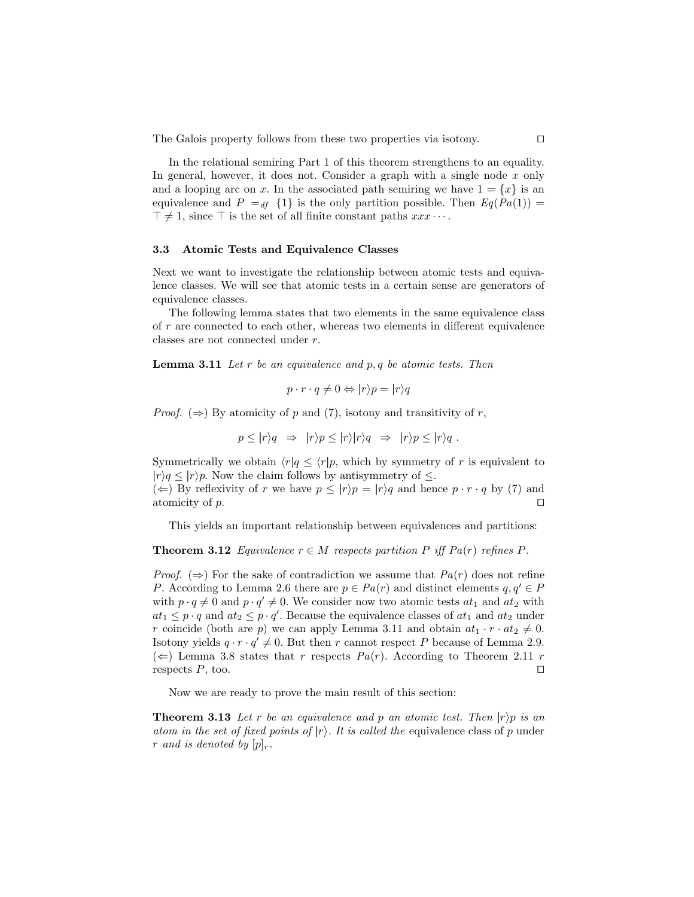The Galois property follows from these two properties via isotony. □

In the relational semiring Part 1 of this theorem strengthens to an equality. In general, however, it does not. Consider a graph with a single node $x$ only and a looping arc on $x$. In the associated path semiring we have $1 = \{x\}$ is an equivalence and $P =_{df} \{1\}$ is the only partition possible. Then $Eq(Pa(1)) = \top \neq 1$, since $\top$ is the set of all finite constant paths $xxx\cdots$.

### 3.3 Atomic Tests and Equivalence Classes

Next we want to investigate the relationship between atomic tests and equivalence classes. We will see that atomic tests in a certain sense are generators of equivalence classes.

The following lemma states that two elements in the same equivalence class of $r$ are connected to each other, whereas two elements in different equivalence classes are not connected under $r$.

**Lemma 3.11** *Let $r$ be an equivalence and $p, q$ be atomic tests. Then*

$$p \cdot r \cdot q \neq 0 \Leftrightarrow |r\rangle p = |r\rangle q$$

*Proof.* ($\Rightarrow$) By atomicity of $p$ and (7), isotony and transitivity of $r$,

$$p \leq |r\rangle q \;\;\Rightarrow\;\; |r\rangle p \leq |r\rangle|r\rangle q \;\;\Rightarrow\;\; |r\rangle p \leq |r\rangle q \; .$$

Symmetrically we obtain $\langle r|q \leq \langle r|p$, which by symmetry of $r$ is equivalent to $|r\rangle q \leq |r\rangle p$. Now the claim follows by antisymmetry of $\leq$.
($\Leftarrow$) By reflexivity of $r$ we have $p \leq |r\rangle p = |r\rangle q$ and hence $p \cdot r \cdot q$ by (7) and atomicity of $p$. □

This yields an important relationship between equivalences and partitions:

**Theorem 3.12** *Equivalence $r \in M$ respects partition $P$ iff $Pa(r)$ refines $P$.*

*Proof.* ($\Rightarrow$) For the sake of contradiction we assume that $Pa(r)$ does not refine $P$. According to Lemma 2.6 there are $p \in Pa(r)$ and distinct elements $q, q' \in P$ with $p \cdot q \neq 0$ and $p \cdot q' \neq 0$. We consider now two atomic tests $at_1$ and $at_2$ with $at_1 \leq p \cdot q$ and $at_2 \leq p \cdot q'$. Because the equivalence classes of $at_1$ and $at_2$ under $r$ coincide (both are $p$) we can apply Lemma 3.11 and obtain $at_1 \cdot r \cdot at_2 \neq 0$. Isotony yields $q \cdot r \cdot q' \neq 0$. But then $r$ cannot respect $P$ because of Lemma 2.9.
($\Leftarrow$) Lemma 3.8 states that $r$ respects $Pa(r)$. According to Theorem 2.11 $r$ respects $P$, too. □

Now we are ready to prove the main result of this section:

**Theorem 3.13** *Let $r$ be an equivalence and $p$ an atomic test. Then $|r\rangle p$ is an atom in the set of fixed points of $|r\rangle$. It is called the* equivalence class of $p$ *under $r$ and is denoted by $[p]_r$.*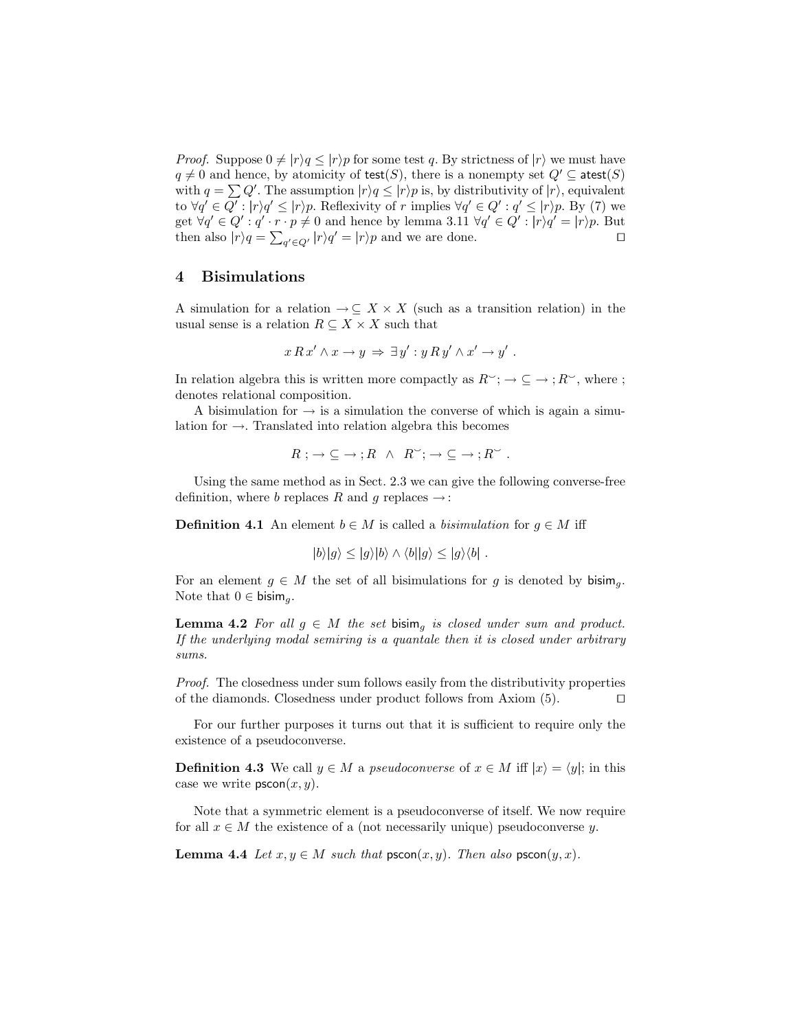*Proof.* Suppose $0 \neq |r\rangle q \leq |r\rangle p$ for some test $q$. By strictness of $|r\rangle$ we must have $q \neq 0$ and hence, by atomicity of $\mathsf{test}(S)$, there is a nonempty set $Q' \subseteq \mathsf{atest}(S)$ with $q = \sum Q'$. The assumption $|r\rangle q \leq |r\rangle p$ is, by distributivity of $|r\rangle$, equivalent to $\forall q' \in Q' : |r\rangle q' \leq |r\rangle p$. Reflexivity of $r$ implies $\forall q' \in Q' : q' \leq |r\rangle p$. By (7) we get $\forall q' \in Q' : q' \cdot r \cdot p \neq 0$ and hence by lemma 3.11 $\forall q' \in Q' : |r\rangle q' = |r\rangle p$. But then also $|r\rangle q = \sum_{q' \in Q'} |r\rangle q' = |r\rangle p$ and we are done. ◻

## 4 Bisimulations

A simulation for a relation $\rightarrow \subseteq X \times X$ (such as a transition relation) in the usual sense is a relation $R \subseteq X \times X$ such that

$$x\, R\, x' \wedge x \rightarrow y \;\Rightarrow\; \exists\, y' : y\, R\, y' \wedge x' \rightarrow y' \; .$$

In relation algebra this is written more compactly as $R^{\smile}; \rightarrow \; \subseteq \; \rightarrow ; R^{\smile}$, where ; denotes relational composition.

A bisimulation for $\rightarrow$ is a simulation the converse of which is again a simulation for $\rightarrow$. Translated into relation algebra this becomes

$$R \, ; \rightarrow \; \subseteq \; \rightarrow ; R \;\; \wedge \;\; R^{\smile}; \rightarrow \; \subseteq \; \rightarrow ; R^{\smile} \; .$$

Using the same method as in Sect. 2.3 we can give the following converse-free definition, where $b$ replaces $R$ and $g$ replaces $\rightarrow$:

**Definition 4.1** An element $b \in M$ is called a *bisimulation* for $g \in M$ iff

$$|b\rangle |g\rangle \leq |g\rangle |b\rangle \wedge \langle b||g\rangle \leq |g\rangle \langle b| \; .$$

For an element $g \in M$ the set of all bisimulations for $g$ is denoted by $\mathsf{bisim}_g$. Note that $0 \in \mathsf{bisim}_g$.

**Lemma 4.2** *For all $g \in M$ the set $\mathsf{bisim}_g$ is closed under sum and product. If the underlying modal semiring is a quantale then it is closed under arbitrary sums.*

*Proof.* The closedness under sum follows easily from the distributivity properties of the diamonds. Closedness under product follows from Axiom (5). ◻

For our further purposes it turns out that it is sufficient to require only the existence of a pseudoconverse.

**Definition 4.3** We call $y \in M$ a *pseudoconverse* of $x \in M$ iff $|x\rangle = \langle y|$; in this case we write $\mathsf{pscon}(x, y)$.

Note that a symmetric element is a pseudoconverse of itself. We now require for all $x \in M$ the existence of a (not necessarily unique) pseudoconverse $y$.

**Lemma 4.4** *Let $x, y \in M$ such that $\mathsf{pscon}(x, y)$. Then also $\mathsf{pscon}(y, x)$.*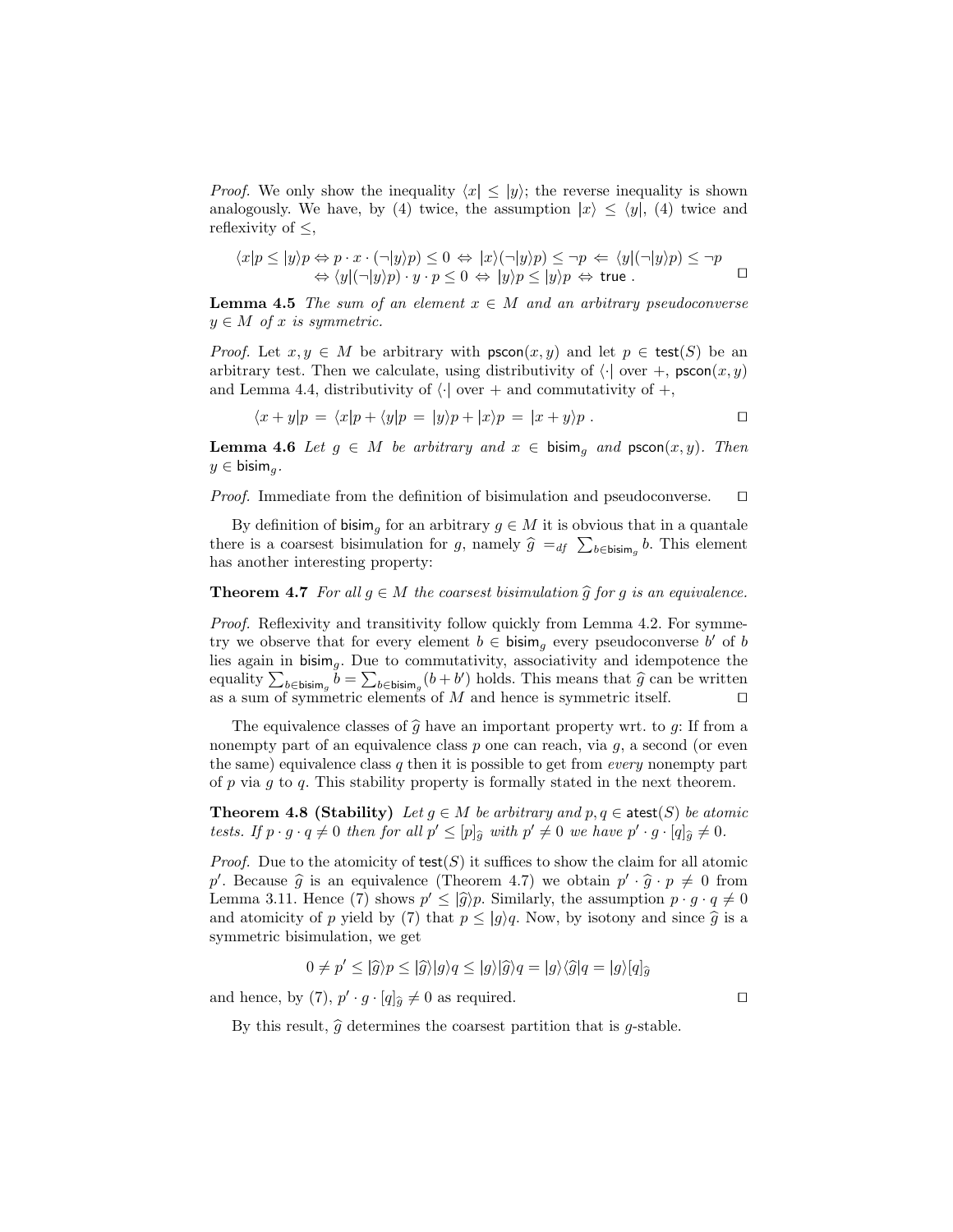*Proof.* We only show the inequality $\langle x| \leq |y\rangle$; the reverse inequality is shown analogously. We have, by (4) twice, the assumption $|x\rangle \leq \langle y|$, (4) twice and reflexivity of $\leq$,

$$\begin{aligned}\langle x|p \leq |y\rangle p &\Leftrightarrow p \cdot x \cdot (\neg|y\rangle p) \leq 0 \;\Leftrightarrow\; |x\rangle(\neg|y\rangle p) \leq \neg p \;\Leftarrow\; \langle y|(\neg|y\rangle p) \leq \neg p \\ &\Leftrightarrow \langle y|(\neg|y\rangle p) \cdot y \cdot p \leq 0 \;\Leftrightarrow\; |y\rangle p \leq |y\rangle p \;\Leftrightarrow\; \mathsf{true}\ .\end{aligned}$$

$\square$

**Lemma 4.5** *The sum of an element $x \in M$ and an arbitrary pseudoconverse $y \in M$ of $x$ is symmetric.*

*Proof.* Let $x, y \in M$ be arbitrary with $\mathsf{pscon}(x, y)$ and let $p \in \mathsf{test}(S)$ be an arbitrary test. Then we calculate, using distributivity of $\langle\cdot|$ over $+$, $\mathsf{pscon}(x, y)$ and Lemma 4.4, distributivity of $\langle\cdot|$ over $+$ and commutativity of $+$,

$$\langle x + y|p \;=\; \langle x|p + \langle y|p \;=\; |y\rangle p + |x\rangle p \;=\; |x + y\rangle p\ .$$

$\square$

**Lemma 4.6** *Let $g \in M$ be arbitrary and $x \in \mathsf{bisim}_g$ and $\mathsf{pscon}(x, y)$. Then $y \in \mathsf{bisim}_g$.*

*Proof.* Immediate from the definition of bisimulation and pseudoconverse. $\square$

By definition of $\mathsf{bisim}_g$ for an arbitrary $g \in M$ it is obvious that in a quantale there is a coarsest bisimulation for $g$, namely $\widehat{g} =_{df} \sum_{b \in \mathsf{bisim}_g} b$. This element has another interesting property:

**Theorem 4.7** *For all $g \in M$ the coarsest bisimulation $\widehat{g}$ for $g$ is an equivalence.*

*Proof.* Reflexivity and transitivity follow quickly from Lemma 4.2. For symmetry we observe that for every element $b \in \mathsf{bisim}_g$ every pseudoconverse $b'$ of $b$ lies again in $\mathsf{bisim}_g$. Due to commutativity, associativity and idempotence the equality $\sum_{b \in \mathsf{bisim}_g} b = \sum_{b \in \mathsf{bisim}_g} (b + b')$ holds. This means that $\widehat{g}$ can be written as a sum of symmetric elements of $M$ and hence is symmetric itself. $\square$

The equivalence classes of $\widehat{g}$ have an important property wrt. to $g$: If from a nonempty part of an equivalence class $p$ one can reach, via $g$, a second (or even the same) equivalence class $q$ then it is possible to get from *every* nonempty part of $p$ via $g$ to $q$. This stability property is formally stated in the next theorem.

**Theorem 4.8 (Stability)** *Let $g \in M$ be arbitrary and $p, q \in \mathsf{atest}(S)$ be atomic tests. If $p \cdot g \cdot q \neq 0$ then for all $p' \leq [p]_{\widehat{g}}$ with $p' \neq 0$ we have $p' \cdot g \cdot [q]_{\widehat{g}} \neq 0$.*

*Proof.* Due to the atomicity of $\mathsf{test}(S)$ it suffices to show the claim for all atomic $p'$. Because $\widehat{g}$ is an equivalence (Theorem 4.7) we obtain $p' \cdot \widehat{g} \cdot p \neq 0$ from Lemma 3.11. Hence (7) shows $p' \leq |\widehat{g}\rangle p$. Similarly, the assumption $p \cdot g \cdot q \neq 0$ and atomicity of $p$ yield by (7) that $p \leq |g\rangle q$. Now, by isotony and since $\widehat{g}$ is a symmetric bisimulation, we get

$$0 \neq p' \leq |\widehat{g}\rangle p \leq |\widehat{g}\rangle |g\rangle q \leq |g\rangle |\widehat{g}\rangle q = |g\rangle \langle \widehat{g}| q = |g\rangle [q]_{\widehat{g}}$$

and hence, by (7), $p' \cdot g \cdot [q]_{\widehat{g}} \neq 0$ as required. $\square$

By this result, $\widehat{g}$ determines the coarsest partition that is $g$-stable.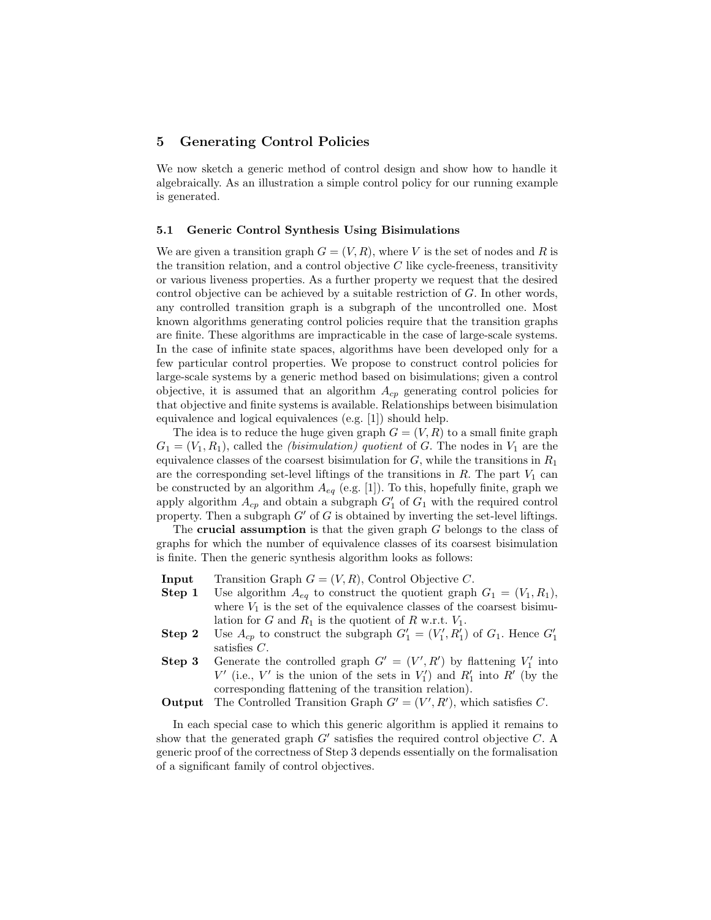## 5 Generating Control Policies

We now sketch a generic method of control design and show how to handle it algebraically. As an illustration a simple control policy for our running example is generated.

### 5.1 Generic Control Synthesis Using Bisimulations

We are given a transition graph $G = (V, R)$, where $V$ is the set of nodes and $R$ is the transition relation, and a control objective $C$ like cycle-freeness, transitivity or various liveness properties. As a further property we request that the desired control objective can be achieved by a suitable restriction of $G$. In other words, any controlled transition graph is a subgraph of the uncontrolled one. Most known algorithms generating control policies require that the transition graphs are finite. These algorithms are impracticable in the case of large-scale systems. In the case of infinite state spaces, algorithms have been developed only for a few particular control properties. We propose to construct control policies for large-scale systems by a generic method based on bisimulations; given a control objective, it is assumed that an algorithm $A_{cp}$ generating control policies for that objective and finite systems is available. Relationships between bisimulation equivalence and logical equivalences (e.g. [1]) should help.

The idea is to reduce the huge given graph $G = (V, R)$ to a small finite graph $G_1 = (V_1, R_1)$, called the *(bisimulation) quotient* of $G$. The nodes in $V_1$ are the equivalence classes of the coarsest bisimulation for $G$, while the transitions in $R_1$ are the corresponding set-level liftings of the transitions in $R$. The part $V_1$ can be constructed by an algorithm $A_{eq}$ (e.g. [1]). To this, hopefully finite, graph we apply algorithm $A_{cp}$ and obtain a subgraph $G'_1$ of $G_1$ with the required control property. Then a subgraph $G'$ of $G$ is obtained by inverting the set-level liftings.

The **crucial assumption** is that the given graph $G$ belongs to the class of graphs for which the number of equivalence classes of its coarsest bisimulation is finite. Then the generic synthesis algorithm looks as follows:

**Input** Transition Graph $G = (V, R)$, Control Objective $C$.

**Step 1** Use algorithm $A_{eq}$ to construct the quotient graph $G_1 = (V_1, R_1)$, where $V_1$ is the set of the equivalence classes of the coarsest bisimulation for $G$ and $R_1$ is the quotient of $R$ w.r.t. $V_1$.

**Step 2** Use $A_{cp}$ to construct the subgraph $G'_1 = (V'_1, R'_1)$ of $G_1$. Hence $G'_1$ satisfies $C$.

**Step 3** Generate the controlled graph $G' = (V', R')$ by flattening $V'_1$ into $V'$ (i.e., $V'$ is the union of the sets in $V'_1$) and $R'_1$ into $R'$ (by the corresponding flattening of the transition relation).

**Output** The Controlled Transition Graph $G' = (V', R')$, which satisfies $C$.

In each special case to which this generic algorithm is applied it remains to show that the generated graph $G'$ satisfies the required control objective $C$. A generic proof of the correctness of Step 3 depends essentially on the formalisation of a significant family of control objectives.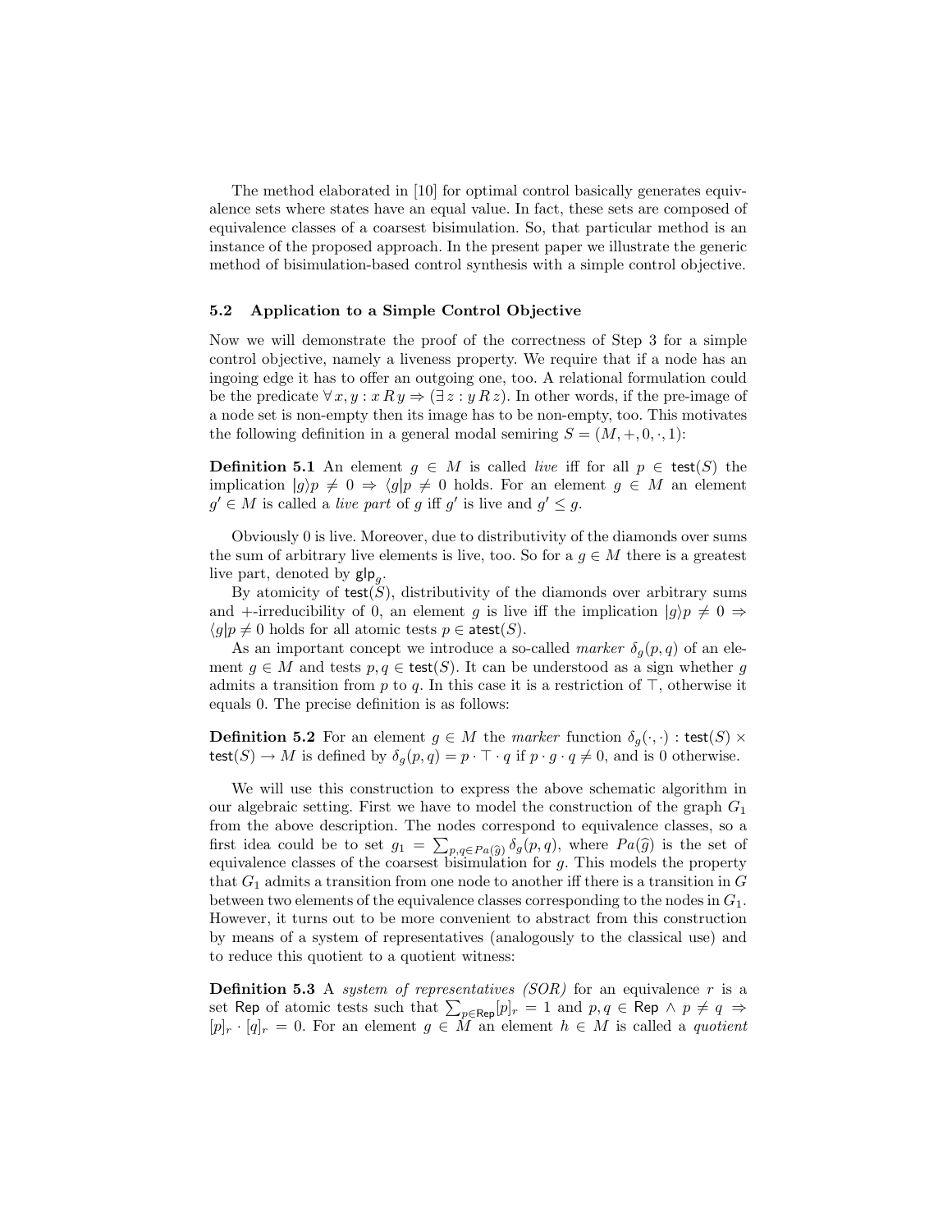The method elaborated in [10] for optimal control basically generates equivalence sets where states have an equal value. In fact, these sets are composed of equivalence classes of a coarsest bisimulation. So, that particular method is an instance of the proposed approach. In the present paper we illustrate the generic method of bisimulation-based control synthesis with a simple control objective.

### 5.2 Application to a Simple Control Objective

Now we will demonstrate the proof of the correctness of Step 3 for a simple control objective, namely a liveness property. We require that if a node has an ingoing edge it has to offer an outgoing one, too. A relational formulation could be the predicate $\forall\, x, y : x\, R\, y \Rightarrow (\exists\, z : y\, R\, z)$. In other words, if the pre-image of a node set is non-empty then its image has to be non-empty, too. This motivates the following definition in a general modal semiring $S = (M, +, 0, \cdot, 1)$:

**Definition 5.1** An element $g \in M$ is called *live* iff for all $p \in \mathsf{test}(S)$ the implication $|g\rangle p \neq 0 \Rightarrow \langle g| p \neq 0$ holds. For an element $g \in M$ an element $g' \in M$ is called a *live part* of $g$ iff $g'$ is live and $g' \leq g$.

Obviously 0 is live. Moreover, due to distributivity of the diamonds over sums the sum of arbitrary live elements is live, too. So for a $g \in M$ there is a greatest live part, denoted by $\mathsf{glp}_g$.

By atomicity of $\mathsf{test}(S)$, distributivity of the diamonds over arbitrary sums and +-irreducibility of 0, an element $g$ is live iff the implication $|g\rangle p \neq 0 \Rightarrow \langle g| p \neq 0$ holds for all atomic tests $p \in \mathsf{atest}(S)$.

As an important concept we introduce a so-called *marker* $\delta_g(p, q)$ of an element $g \in M$ and tests $p, q \in \mathsf{test}(S)$. It can be understood as a sign whether $g$ admits a transition from $p$ to $q$. In this case it is a restriction of $\top$, otherwise it equals 0. The precise definition is as follows:

**Definition 5.2** For an element $g \in M$ the *marker* function $\delta_g(\cdot, \cdot) : \mathsf{test}(S) \times \mathsf{test}(S) \to M$ is defined by $\delta_g(p, q) = p \cdot \top \cdot q$ if $p \cdot g \cdot q \neq 0$, and is 0 otherwise.

We will use this construction to express the above schematic algorithm in our algebraic setting. First we have to model the construction of the graph $G_1$ from the above description. The nodes correspond to equivalence classes, so a first idea could be to set $g_1 = \sum_{p,q \in Pa(\widehat{g})} \delta_g(p, q)$, where $Pa(\widehat{g})$ is the set of equivalence classes of the coarsest bisimulation for $g$. This models the property that $G_1$ admits a transition from one node to another iff there is a transition in $G$ between two elements of the equivalence classes corresponding to the nodes in $G_1$. However, it turns out to be more convenient to abstract from this construction by means of a system of representatives (analogously to the classical use) and to reduce this quotient to a quotient witness:

**Definition 5.3** A *system of representatives (SOR)* for an equivalence $r$ is a set $\mathsf{Rep}$ of atomic tests such that $\sum_{p \in \mathsf{Rep}} [p]_r = 1$ and $p, q \in \mathsf{Rep} \wedge p \neq q \Rightarrow [p]_r \cdot [q]_r = 0$. For an element $g \in M$ an element $h \in M$ is called a *quotient*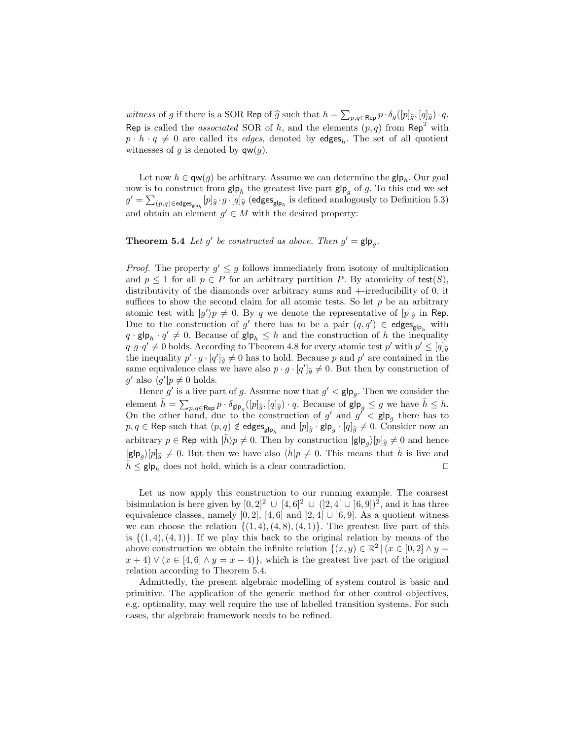*witness* of $g$ if there is a SOR $\mathsf{Rep}$ of $\widehat{g}$ such that $h = \sum_{p,q \in \mathsf{Rep}} p \cdot \delta_g([p]_{\widehat{g}}, [q]_{\widehat{g}}) \cdot q$. $\mathsf{Rep}$ is called the *associated* SOR of $h$, and the elements $(p, q)$ from $\mathsf{Rep}^2$ with $p \cdot h \cdot q \neq 0$ are called its *edges*, denoted by $\mathsf{edges}_h$. The set of all quotient witnesses of $g$ is denoted by $\mathsf{qw}(g)$.

Let now $h \in \mathsf{qw}(g)$ be arbitrary. Assume we can determine the $\mathsf{glp}_h$. Our goal now is to construct from $\mathsf{glp}_h$ the greatest live part $\mathsf{glp}_g$ of $g$. To this end we set $g' = \sum_{(p,q) \in \mathsf{edges}_{\mathsf{glp}_h}} [p]_{\widehat{g}} \cdot g \cdot [q]_{\widehat{g}}$ ($\mathsf{edges}_{\mathsf{glp}_h}$ is defined analogously to Definition 5.3) and obtain an element $g' \in M$ with the desired property:

**Theorem 5.4** *Let $g'$ be constructed as above. Then $g' = \mathsf{glp}_g$.*

*Proof.* The property $g' \leq g$ follows immediately from isotony of multiplication and $p \leq 1$ for all $p \in P$ for an arbitrary partition $P$. By atomicity of $\mathsf{test}(S)$, distributivity of the diamonds over arbitrary sums and $+$-irreducibility of 0, it suffices to show the second claim for all atomic tests. So let $p$ be an arbitrary atomic test with $|g'\rangle p \neq 0$. By $q$ we denote the representative of $[p]_{\widehat{g}}$ in $\mathsf{Rep}$. Due to the construction of $g'$ there has to be a pair $(q, q') \in \mathsf{edges}_{\mathsf{glp}_h}$ with $q \cdot \mathsf{glp}_h \cdot q' \neq 0$. Because of $\mathsf{glp}_h \leq h$ and the construction of $h$ the inequality $q \cdot g \cdot q' \neq 0$ holds. According to Theorem 4.8 for every atomic test $p'$ with $p' \leq [q]_{\widehat{g}}$ the inequality $p' \cdot g \cdot [q']_{\widehat{g}} \neq 0$ has to hold. Because $p$ and $p'$ are contained in the same equivalence class we have also $p \cdot g \cdot [q']_{\widehat{g}} \neq 0$. But then by construction of $g'$ also $\langle g'| p \neq 0$ holds.

Hence $g'$ is a live part of $g$. Assume now that $g' < \mathsf{glp}_g$. Then we consider the element $\tilde{h} = \sum_{p,q \in \mathsf{Rep}} p \cdot \delta_{\mathsf{glp}_g}([p]_{\widehat{g}}, [q]_{\widehat{g}}) \cdot q$. Because of $\mathsf{glp}_g \leq g$ we have $\tilde{h} \leq h$. On the other hand, due to the construction of $g'$ and $g' < \mathsf{glp}_g$ there has to $p, q \in \mathsf{Rep}$ such that $(p, q) \notin \mathsf{edges}_{\mathsf{glp}_h}$ and $[p]_{\widehat{g}} \cdot \mathsf{glp}_g \cdot [q]_{\widehat{g}} \neq 0$. Consider now an arbitrary $p \in \mathsf{Rep}$ with $|\tilde{h}\rangle p \neq 0$. Then by construction $|\mathsf{glp}_g\rangle [p]_{\widehat{g}} \neq 0$ and hence $|\mathsf{glp}_g\rangle [p]_{\widehat{g}} \neq 0$. But then we have also $\langle \tilde{h}| p \neq 0$. This means that $\tilde{h}$ is live and $\tilde{h} \leq \mathsf{glp}_h$ does not hold, which is a clear contradiction. $\square$

Let us now apply this construction to our running example. The coarsest bisimulation is here given by $[0, 2]^2 \cup [4, 6]^2 \cup (]2, 4[ \cup ]6, 9])^2$, and it has three equivalence classes, namely $[0, 2]$, $[4, 6]$ and $]2, 4[ \cup ]6, 9]$. As a quotient witness we can choose the relation $\{(1, 4), (4, 8), (4, 1)\}$. The greatest live part of this is $\{(1, 4), (4, 1)\}$. If we play this back to the original relation by means of the above construction we obtain the infinite relation $\{(x, y) \in \mathbb{R}^2 \mid (x \in [0, 2] \wedge y = x + 4) \vee (x \in [4, 6] \wedge y = x - 4)\}$, which is the greatest live part of the original relation according to Theorem 5.4.

Admittedly, the present algebraic modelling of system control is basic and primitive. The application of the generic method for other control objectives, e.g. optimality, may well require the use of labelled transition systems. For such cases, the algebraic framework needs to be refined.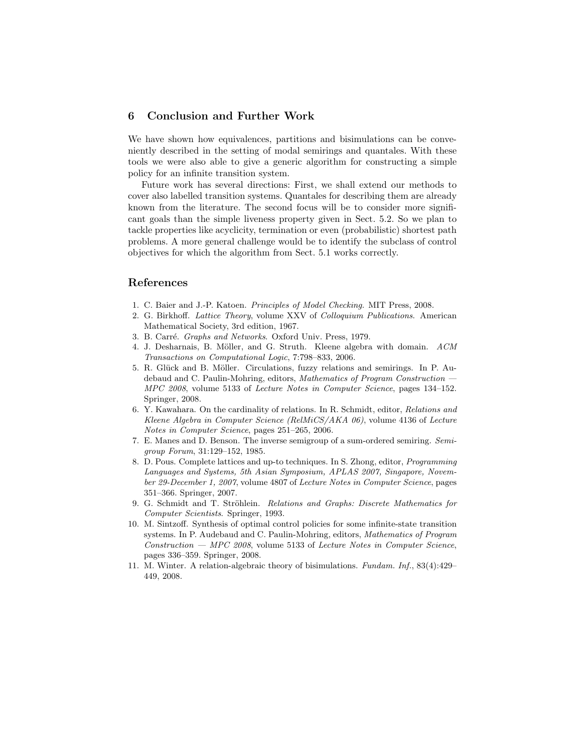## 6 Conclusion and Further Work

We have shown how equivalences, partitions and bisimulations can be conveniently described in the setting of modal semirings and quantales. With these tools we were also able to give a generic algorithm for constructing a simple policy for an infinite transition system.

Future work has several directions: First, we shall extend our methods to cover also labelled transition systems. Quantales for describing them are already known from the literature. The second focus will be to consider more significant goals than the simple liveness property given in Sect. 5.2. So we plan to tackle properties like acyclicity, termination or even (probabilistic) shortest path problems. A more general challenge would be to identify the subclass of control objectives for which the algorithm from Sect. 5.1 works correctly.

## References

1. C. Baier and J.-P. Katoen. *Principles of Model Checking*. MIT Press, 2008.
2. G. Birkhoff. *Lattice Theory*, volume XXV of *Colloquium Publications*. American Mathematical Society, 3rd edition, 1967.
3. B. Carré. *Graphs and Networks*. Oxford Univ. Press, 1979.
4. J. Desharnais, B. Möller, and G. Struth. Kleene algebra with domain. *ACM Transactions on Computational Logic*, 7:798–833, 2006.
5. R. Glück and B. Möller. Circulations, fuzzy relations and semirings. In P. Audebaud and C. Paulin-Mohring, editors, *Mathematics of Program Construction — MPC 2008*, volume 5133 of *Lecture Notes in Computer Science*, pages 134–152. Springer, 2008.
6. Y. Kawahara. On the cardinality of relations. In R. Schmidt, editor, *Relations and Kleene Algebra in Computer Science (RelMiCS/AKA 06)*, volume 4136 of *Lecture Notes in Computer Science*, pages 251–265, 2006.
7. E. Manes and D. Benson. The inverse semigroup of a sum-ordered semiring. *Semigroup Forum*, 31:129–152, 1985.
8. D. Pous. Complete lattices and up-to techniques. In S. Zhong, editor, *Programming Languages and Systems, 5th Asian Symposium, APLAS 2007, Singapore, November 29-December 1, 2007*, volume 4807 of *Lecture Notes in Computer Science*, pages 351–366. Springer, 2007.
9. G. Schmidt and T. Ströhlein. *Relations and Graphs: Discrete Mathematics for Computer Scientists*. Springer, 1993.
10. M. Sintzoff. Synthesis of optimal control policies for some infinite-state transition systems. In P. Audebaud and C. Paulin-Mohring, editors, *Mathematics of Program Construction — MPC 2008*, volume 5133 of *Lecture Notes in Computer Science*, pages 336–359. Springer, 2008.
11. M. Winter. A relation-algebraic theory of bisimulations. *Fundam. Inf.*, 83(4):429–449, 2008.